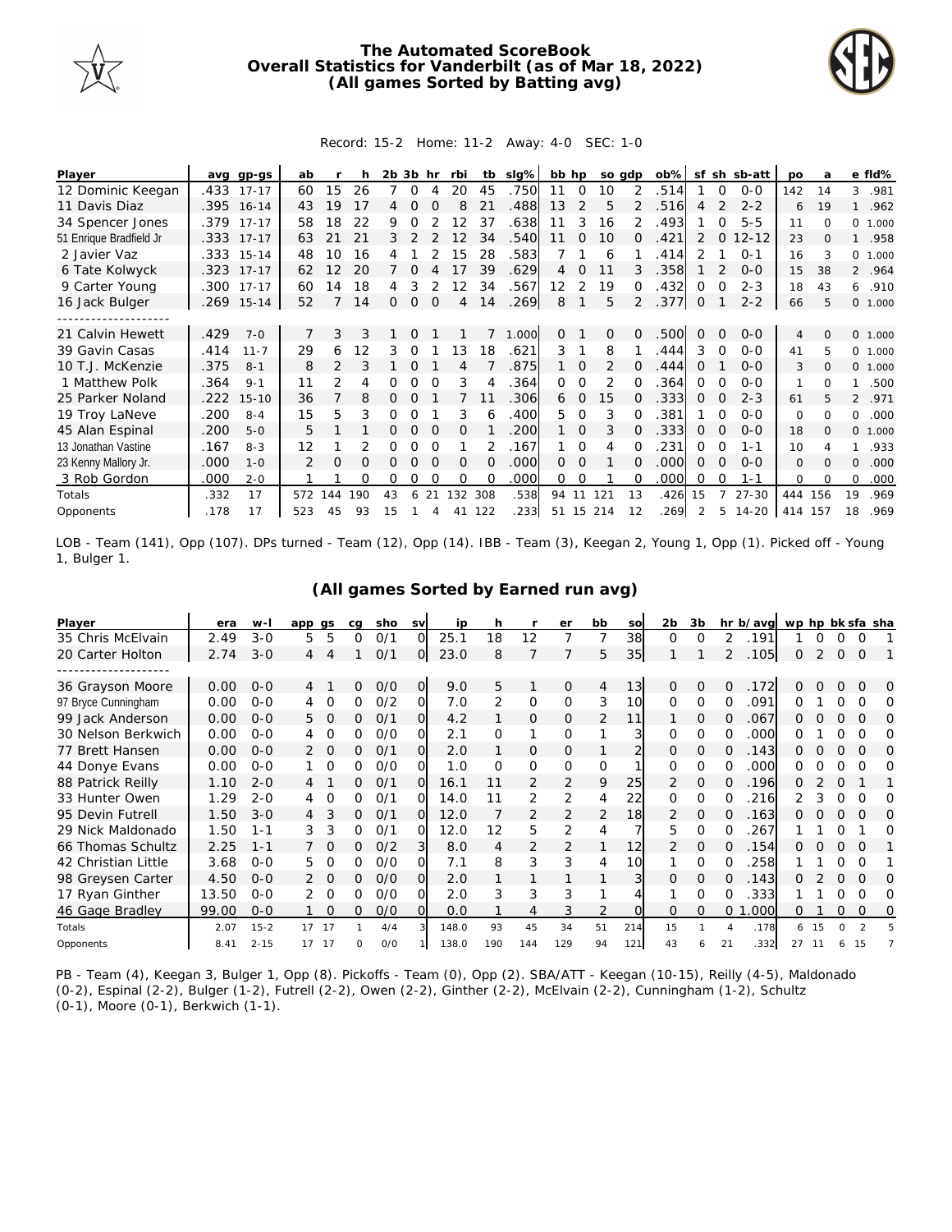# The Automated ScoreBook
## Overall Statistics for Vanderbilt (as of Mar 18, 2022)
### (All games Sorted by Batting avg)

Record: 15-2 Home: 11-2 Away: 4-0 SEC: 1-0

| Player | avg | gp-gs | ab | r | h | 2b | 3b | hr | rbi | tb | slg% | bb | hp | so | gdp | ob% | sf | sh | sb-att | po | a | e | fld% |
|---|---|---|---|---|---|---|---|---|---|---|---|---|---|---|---|---|---|---|---|---|---|---|---|
| 12 Dominic Keegan | .433 | 17-17 | 60 | 15 | 26 | 7 | 0 | 4 | 20 | 45 | .750 | 11 | 0 | 10 | 2 | .514 | 1 | 0 | 0-0 | 142 | 14 | 3 | .981 |
| 11 Davis Diaz | .395 | 16-14 | 43 | 19 | 17 | 4 | 0 | 0 | 8 | 21 | .488 | 13 | 2 | 5 | 2 | .516 | 4 | 2 | 2-2 | 6 | 19 | 1 | .962 |
| 34 Spencer Jones | .379 | 17-17 | 58 | 18 | 22 | 9 | 0 | 2 | 12 | 37 | .638 | 11 | 3 | 16 | 2 | .493 | 1 | 0 | 5-5 | 11 | 0 | 0 | 1.000 |
| 51 Enrique Bradfield Jr | .333 | 17-17 | 63 | 21 | 21 | 3 | 2 | 2 | 12 | 34 | .540 | 11 | 0 | 10 | 0 | .421 | 2 | 0 | 12-12 | 23 | 0 | 1 | .958 |
| 2 Javier Vaz | .333 | 15-14 | 48 | 10 | 16 | 4 | 1 | 2 | 15 | 28 | .583 | 7 | 1 | 6 | 1 | .414 | 2 | 1 | 0-1 | 16 | 3 | 0 | 1.000 |
| 6 Tate Kolwyck | .323 | 17-17 | 62 | 12 | 20 | 7 | 0 | 4 | 17 | 39 | .629 | 4 | 0 | 11 | 3 | .358 | 1 | 2 | 0-0 | 15 | 38 | 2 | .964 |
| 9 Carter Young | .300 | 17-17 | 60 | 14 | 18 | 4 | 3 | 2 | 12 | 34 | .567 | 12 | 2 | 19 | 0 | .432 | 0 | 0 | 2-3 | 18 | 43 | 6 | .910 |
| 16 Jack Bulger | .269 | 15-14 | 52 | 7 | 14 | 0 | 0 | 0 | 4 | 14 | .269 | 8 | 1 | 5 | 2 | .377 | 0 | 1 | 2-2 | 66 | 5 | 0 | 1.000 |
| -------------------- | | | | | | | | | | | | | | | | | | | | | | | |
| 21 Calvin Hewett | .429 | 7-0 | 7 | 3 | 3 | 1 | 0 | 1 | 1 | 7 | 1.000 | 0 | 1 | 0 | 0 | .500 | 0 | 0 | 0-0 | 4 | 0 | 0 | 1.000 |
| 39 Gavin Casas | .414 | 11-7 | 29 | 6 | 12 | 3 | 0 | 1 | 13 | 18 | .621 | 3 | 1 | 8 | 1 | .444 | 3 | 0 | 0-0 | 41 | 5 | 0 | 1.000 |
| 10 T.J. McKenzie | .375 | 8-1 | 8 | 2 | 3 | 1 | 0 | 1 | 4 | 7 | .875 | 1 | 0 | 2 | 0 | .444 | 0 | 1 | 0-0 | 3 | 0 | 0 | 1.000 |
| 1 Matthew Polk | .364 | 9-1 | 11 | 2 | 4 | 0 | 0 | 0 | 3 | 4 | .364 | 0 | 0 | 2 | 0 | .364 | 0 | 0 | 0-0 | 1 | 0 | 1 | .500 |
| 25 Parker Noland | .222 | 15-10 | 36 | 7 | 8 | 0 | 0 | 1 | 7 | 11 | .306 | 6 | 0 | 15 | 0 | .333 | 0 | 0 | 2-3 | 61 | 5 | 2 | .971 |
| 19 Troy LaNeve | .200 | 8-4 | 15 | 5 | 3 | 0 | 0 | 1 | 3 | 6 | .400 | 5 | 0 | 3 | 0 | .381 | 1 | 0 | 0-0 | 0 | 0 | 0 | .000 |
| 45 Alan Espinal | .200 | 5-0 | 5 | 1 | 1 | 0 | 0 | 0 | 0 | 1 | .200 | 1 | 0 | 3 | 0 | .333 | 0 | 0 | 0-0 | 18 | 0 | 0 | 1.000 |
| 13 Jonathan Vastine | .167 | 8-3 | 12 | 1 | 2 | 0 | 0 | 0 | 1 | 2 | .167 | 1 | 0 | 4 | 0 | .231 | 0 | 0 | 1-1 | 10 | 4 | 1 | .933 |
| 23 Kenny Mallory Jr. | .000 | 1-0 | 2 | 0 | 0 | 0 | 0 | 0 | 0 | 0 | .000 | 0 | 0 | 1 | 0 | .000 | 0 | 0 | 0-0 | 0 | 0 | 0 | .000 |
| 3 Rob Gordon | .000 | 2-0 | 1 | 1 | 0 | 0 | 0 | 0 | 0 | 0 | .000 | 0 | 0 | 1 | 0 | .000 | 0 | 0 | 1-1 | 0 | 0 | 0 | .000 |
| Totals | .332 | 17 | 572 | 144 | 190 | 43 | 6 | 21 | 132 | 308 | .538 | 94 | 11 | 121 | 13 | .426 | 15 | 7 | 27-30 | 444 | 156 | 19 | .969 |
| Opponents | .178 | 17 | 523 | 45 | 93 | 15 | 1 | 4 | 41 | 122 | .233 | 51 | 15 | 214 | 12 | .269 | 2 | 5 | 14-20 | 414 | 157 | 18 | .969 |

LOB - Team (141), Opp (107). DPs turned - Team (12), Opp (14). IBB - Team (3), Keegan 2, Young 1, Opp (1). Picked off - Young 1, Bulger 1.

### (All games Sorted by Earned run avg)

| Player | era | w-l | app | gs | cg | sho | sv | ip | h | r | er | bb | so | 2b | 3b | hr | b/avg | wp | hp | bk | sfa | sha |
|---|---|---|---|---|---|---|---|---|---|---|---|---|---|---|---|---|---|---|---|---|---|---|
| 35 Chris McElvain | 2.49 | 3-0 | 5 | 5 | 0 | 0/1 | 0 | 25.1 | 18 | 12 | 7 | 7 | 38 | 0 | 0 | 2 | .191 | 1 | 0 | 0 | 0 | 1 |
| 20 Carter Holton | 2.74 | 3-0 | 4 | 4 | 1 | 0/1 | 0 | 23.0 | 8 | 7 | 7 | 5 | 35 | 1 | 1 | 2 | .105 | 0 | 2 | 0 | 0 | 1 |
| -------------------- | | | | | | | | | | | | | | | | | | | | | | |
| 36 Grayson Moore | 0.00 | 0-0 | 4 | 1 | 0 | 0/0 | 0 | 9.0 | 5 | 1 | 0 | 4 | 13 | 0 | 0 | 0 | .172 | 0 | 0 | 0 | 0 | 0 |
| 97 Bryce Cunningham | 0.00 | 0-0 | 4 | 0 | 0 | 0/2 | 0 | 7.0 | 2 | 0 | 0 | 3 | 10 | 0 | 0 | 0 | .091 | 0 | 1 | 0 | 0 | 0 |
| 99 Jack Anderson | 0.00 | 0-0 | 5 | 0 | 0 | 0/1 | 0 | 4.2 | 1 | 0 | 0 | 2 | 11 | 1 | 0 | 0 | .067 | 0 | 0 | 0 | 0 | 0 |
| 30 Nelson Berkwich | 0.00 | 0-0 | 4 | 0 | 0 | 0/0 | 0 | 2.1 | 0 | 1 | 0 | 1 | 3 | 0 | 0 | 0 | .000 | 0 | 1 | 0 | 0 | 0 |
| 77 Brett Hansen | 0.00 | 0-0 | 2 | 0 | 0 | 0/1 | 0 | 2.0 | 1 | 0 | 0 | 1 | 2 | 0 | 0 | 0 | .143 | 0 | 0 | 0 | 0 | 0 |
| 44 Donye Evans | 0.00 | 0-0 | 1 | 0 | 0 | 0/0 | 0 | 1.0 | 0 | 0 | 0 | 0 | 1 | 0 | 0 | 0 | .000 | 0 | 0 | 0 | 0 | 0 |
| 88 Patrick Reilly | 1.10 | 2-0 | 4 | 1 | 0 | 0/1 | 0 | 16.1 | 11 | 2 | 2 | 9 | 25 | 2 | 0 | 0 | .196 | 0 | 2 | 0 | 1 | 1 |
| 33 Hunter Owen | 1.29 | 2-0 | 4 | 0 | 0 | 0/1 | 0 | 14.0 | 11 | 2 | 2 | 4 | 22 | 0 | 0 | 0 | .216 | 2 | 3 | 0 | 0 | 0 |
| 95 Devin Futrell | 1.50 | 3-0 | 4 | 3 | 0 | 0/1 | 0 | 12.0 | 7 | 2 | 2 | 2 | 18 | 2 | 0 | 0 | .163 | 0 | 0 | 0 | 0 | 0 |
| 29 Nick Maldonado | 1.50 | 1-1 | 3 | 3 | 0 | 0/1 | 0 | 12.0 | 12 | 5 | 2 | 4 | 7 | 5 | 0 | 0 | .267 | 1 | 1 | 0 | 1 | 0 |
| 66 Thomas Schultz | 2.25 | 1-1 | 7 | 0 | 0 | 0/2 | 3 | 8.0 | 4 | 2 | 2 | 1 | 12 | 2 | 0 | 0 | .154 | 0 | 0 | 0 | 0 | 1 |
| 42 Christian Little | 3.68 | 0-0 | 5 | 0 | 0 | 0/0 | 0 | 7.1 | 8 | 3 | 3 | 4 | 10 | 1 | 0 | 0 | .258 | 1 | 1 | 0 | 0 | 1 |
| 98 Greysen Carter | 4.50 | 0-0 | 2 | 0 | 0 | 0/0 | 0 | 2.0 | 1 | 1 | 1 | 1 | 3 | 0 | 0 | 0 | .143 | 0 | 2 | 0 | 0 | 0 |
| 17 Ryan Ginther | 13.50 | 0-0 | 2 | 0 | 0 | 0/0 | 0 | 2.0 | 3 | 3 | 3 | 1 | 4 | 1 | 0 | 0 | .333 | 1 | 1 | 0 | 0 | 0 |
| 46 Gage Bradley | 99.00 | 0-0 | 1 | 0 | 0 | 0/0 | 0 | 0.0 | 1 | 4 | 3 | 2 | 0 | 0 | 0 | 0 | 1.000 | 0 | 1 | 0 | 0 | 0 |
| Totals | 2.07 | 15-2 | 17 | 17 | 1 | 4/4 | 3 | 148.0 | 93 | 45 | 34 | 51 | 214 | 15 | 1 | 4 | .178 | 6 | 15 | 0 | 2 | 5 |
| Opponents | 8.41 | 2-15 | 17 | 17 | 0 | 0/0 | 1 | 138.0 | 190 | 144 | 129 | 94 | 121 | 43 | 6 | 21 | .332 | 27 | 11 | 6 | 15 | 7 |

PB - Team (4), Keegan 3, Bulger 1, Opp (8). Pickoffs - Team (0), Opp (2). SBA/ATT - Keegan (10-15), Reilly (4-5), Maldonado (0-2), Espinal (2-2), Bulger (1-2), Futrell (2-2), Owen (2-2), Ginther (2-2), McElvain (2-2), Cunningham (1-2), Schultz (0-1), Moore (0-1), Berkwich (1-1).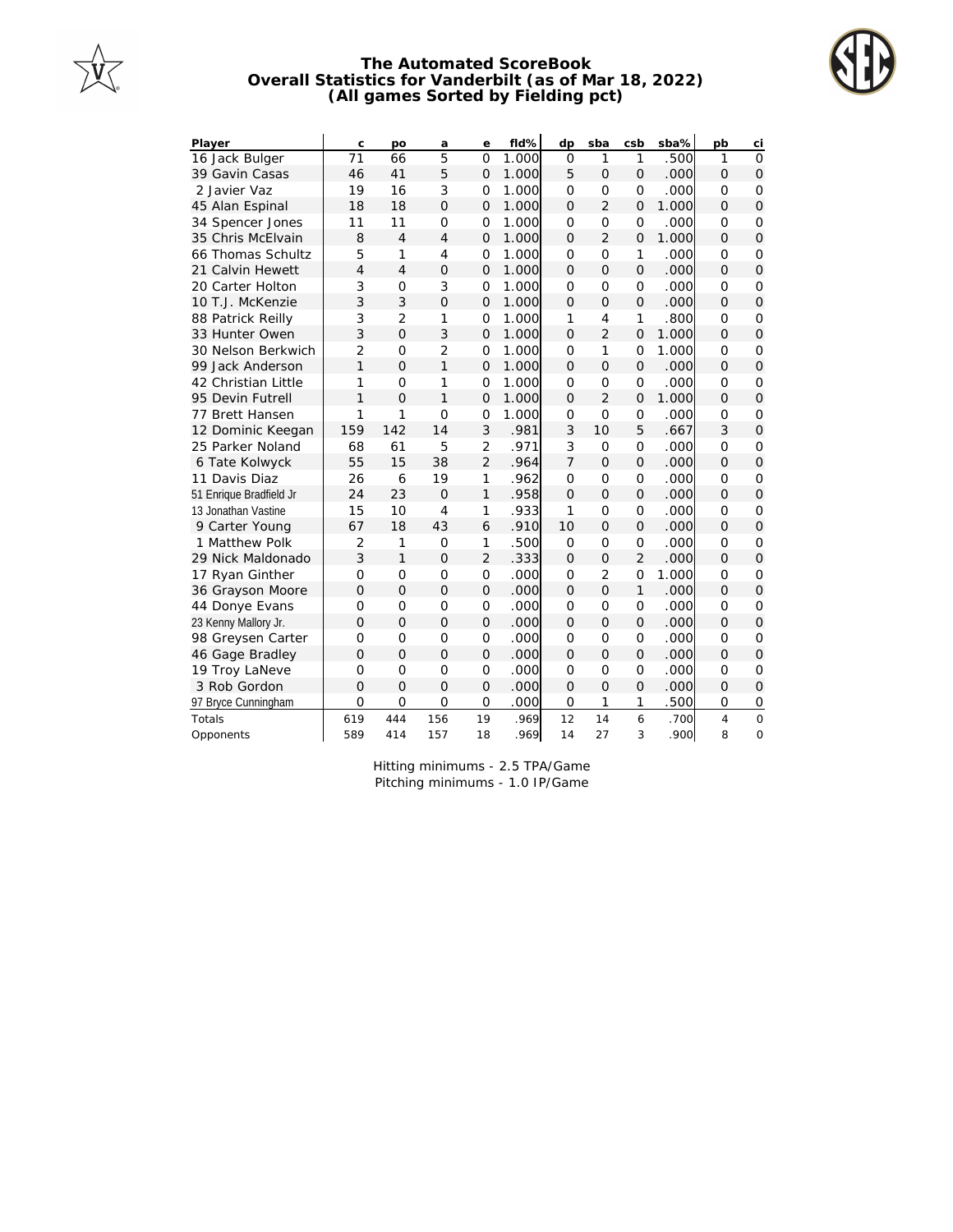# The Automated ScoreBook
## Overall Statistics for Vanderbilt (as of Mar 18, 2022)
### (All games Sorted by Fielding pct)

| Player | c | po | a | e | fld% | dp | sba | csb | sba% | pb | ci |
|---|---|---|---|---|---|---|---|---|---|---|---|
| 16 Jack Bulger | 71 | 66 | 5 | 0 | 1.000 | 0 | 1 | 1 | .500 | 1 | 0 |
| 39 Gavin Casas | 46 | 41 | 5 | 0 | 1.000 | 5 | 0 | 0 | .000 | 0 | 0 |
| 2 Javier Vaz | 19 | 16 | 3 | 0 | 1.000 | 0 | 0 | 0 | .000 | 0 | 0 |
| 45 Alan Espinal | 18 | 18 | 0 | 0 | 1.000 | 0 | 2 | 0 | 1.000 | 0 | 0 |
| 34 Spencer Jones | 11 | 11 | 0 | 0 | 1.000 | 0 | 0 | 0 | .000 | 0 | 0 |
| 35 Chris McElvain | 8 | 4 | 4 | 0 | 1.000 | 0 | 2 | 0 | 1.000 | 0 | 0 |
| 66 Thomas Schultz | 5 | 1 | 4 | 0 | 1.000 | 0 | 0 | 1 | .000 | 0 | 0 |
| 21 Calvin Hewett | 4 | 4 | 0 | 0 | 1.000 | 0 | 0 | 0 | .000 | 0 | 0 |
| 20 Carter Holton | 3 | 0 | 3 | 0 | 1.000 | 0 | 0 | 0 | .000 | 0 | 0 |
| 10 T.J. McKenzie | 3 | 3 | 0 | 0 | 1.000 | 0 | 0 | 0 | .000 | 0 | 0 |
| 88 Patrick Reilly | 3 | 2 | 1 | 0 | 1.000 | 1 | 4 | 1 | .800 | 0 | 0 |
| 33 Hunter Owen | 3 | 0 | 3 | 0 | 1.000 | 0 | 2 | 0 | 1.000 | 0 | 0 |
| 30 Nelson Berkwich | 2 | 0 | 2 | 0 | 1.000 | 0 | 1 | 0 | 1.000 | 0 | 0 |
| 99 Jack Anderson | 1 | 0 | 1 | 0 | 1.000 | 0 | 0 | 0 | .000 | 0 | 0 |
| 42 Christian Little | 1 | 0 | 1 | 0 | 1.000 | 0 | 0 | 0 | .000 | 0 | 0 |
| 95 Devin Futrell | 1 | 0 | 1 | 0 | 1.000 | 0 | 2 | 0 | 1.000 | 0 | 0 |
| 77 Brett Hansen | 1 | 1 | 0 | 0 | 1.000 | 0 | 0 | 0 | .000 | 0 | 0 |
| 12 Dominic Keegan | 159 | 142 | 14 | 3 | .981 | 3 | 10 | 5 | .667 | 3 | 0 |
| 25 Parker Noland | 68 | 61 | 5 | 2 | .971 | 3 | 0 | 0 | .000 | 0 | 0 |
| 6 Tate Kolwyck | 55 | 15 | 38 | 2 | .964 | 7 | 0 | 0 | .000 | 0 | 0 |
| 11 Davis Diaz | 26 | 6 | 19 | 1 | .962 | 0 | 0 | 0 | .000 | 0 | 0 |
| 51 Enrique Bradfield Jr | 24 | 23 | 0 | 1 | .958 | 0 | 0 | 0 | .000 | 0 | 0 |
| 13 Jonathan Vastine | 15 | 10 | 4 | 1 | .933 | 1 | 0 | 0 | .000 | 0 | 0 |
| 9 Carter Young | 67 | 18 | 43 | 6 | .910 | 10 | 0 | 0 | .000 | 0 | 0 |
| 1 Matthew Polk | 2 | 1 | 0 | 1 | .500 | 0 | 0 | 0 | .000 | 0 | 0 |
| 29 Nick Maldonado | 3 | 1 | 0 | 2 | .333 | 0 | 0 | 2 | .000 | 0 | 0 |
| 17 Ryan Ginther | 0 | 0 | 0 | 0 | .000 | 0 | 2 | 0 | 1.000 | 0 | 0 |
| 36 Grayson Moore | 0 | 0 | 0 | 0 | .000 | 0 | 0 | 1 | .000 | 0 | 0 |
| 44 Donye Evans | 0 | 0 | 0 | 0 | .000 | 0 | 0 | 0 | .000 | 0 | 0 |
| 23 Kenny Mallory Jr. | 0 | 0 | 0 | 0 | .000 | 0 | 0 | 0 | .000 | 0 | 0 |
| 98 Greysen Carter | 0 | 0 | 0 | 0 | .000 | 0 | 0 | 0 | .000 | 0 | 0 |
| 46 Gage Bradley | 0 | 0 | 0 | 0 | .000 | 0 | 0 | 0 | .000 | 0 | 0 |
| 19 Troy LaNeve | 0 | 0 | 0 | 0 | .000 | 0 | 0 | 0 | .000 | 0 | 0 |
| 3 Rob Gordon | 0 | 0 | 0 | 0 | .000 | 0 | 0 | 0 | .000 | 0 | 0 |
| 97 Bryce Cunningham | 0 | 0 | 0 | 0 | .000 | 0 | 1 | 1 | .500 | 0 | 0 |
| Totals | 619 | 444 | 156 | 19 | .969 | 12 | 14 | 6 | .700 | 4 | 0 |
| Opponents | 589 | 414 | 157 | 18 | .969 | 14 | 27 | 3 | .900 | 8 | 0 |

Hitting minimums - 2.5 TPA/Game
Pitching minimums - 1.0 IP/Game